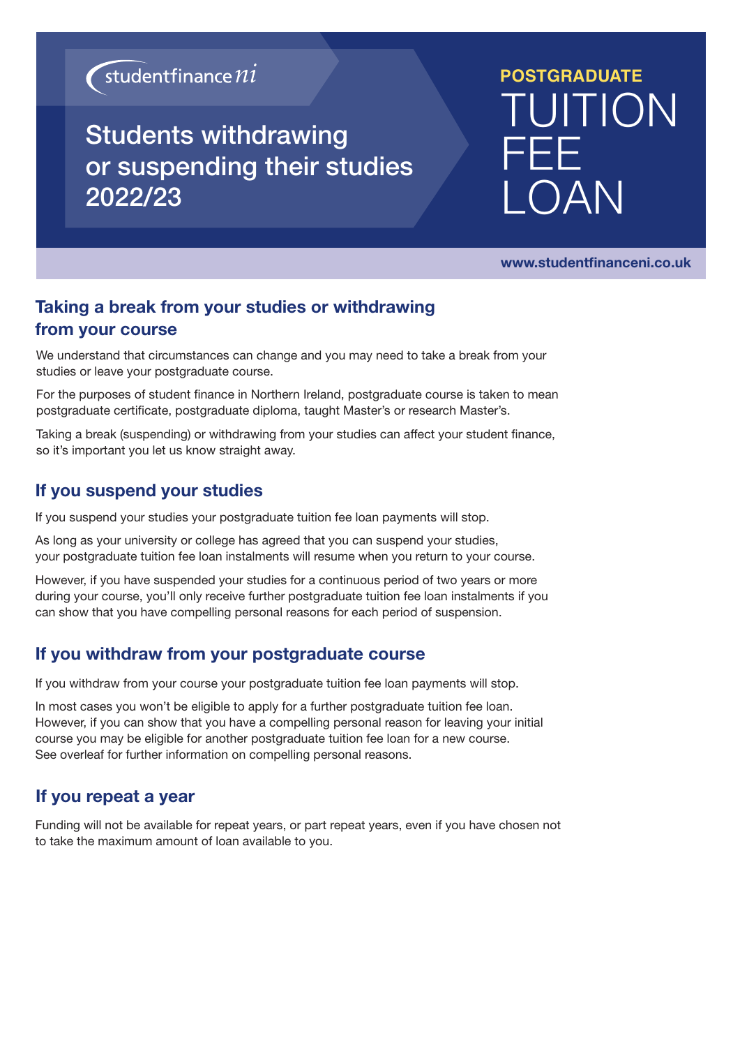studentfinance ni

# Students withdrawing or suspending their studies 2022/23

**POSTGRADUATE**

# TUITION FEE LOAN

**www.studentfinanceni.co.uk**

## Taking a break from your studies or withdrawing from your course

We understand that circumstances can change and you may need to take a break from your studies or leave your postgraduate course.

For the purposes of student finance in Northern Ireland, postgraduate course is taken to mean postgraduate certificate, postgraduate diploma, taught Master's or research Master's.

Taking a break (suspending) or withdrawing from your studies can affect your student finance, so it's important you let us know straight away.

## If you suspend your studies

If you suspend your studies your postgraduate tuition fee loan payments will stop.

As long as your university or college has agreed that you can suspend your studies, your postgraduate tuition fee loan instalments will resume when you return to your course.

However, if you have suspended your studies for a continuous period of two years or more during your course, you'll only receive further postgraduate tuition fee loan instalments if you can show that you have compelling personal reasons for each period of suspension.

## If you withdraw from your postgraduate course

If you withdraw from your course your postgraduate tuition fee loan payments will stop.

In most cases you won't be eligible to apply for a further postgraduate tuition fee loan. However, if you can show that you have a compelling personal reason for leaving your initial course you may be eligible for another postgraduate tuition fee loan for a new course. See overleaf for further information on compelling personal reasons.

## If you repeat a year

Funding will not be available for repeat years, or part repeat years, even if you have chosen not to take the maximum amount of loan available to you.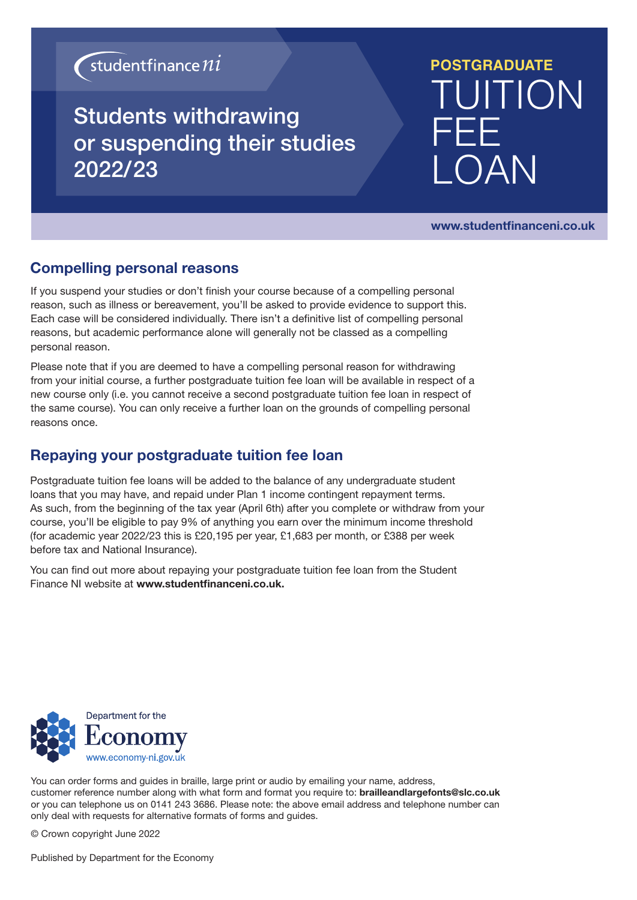studentfinance ni

Students withdrawing or suspending their studies 2022/23

**POSTGRADUATE**

# TUITION FEE LOAN

**www.studentfinanceni.co.uk**

## Compelling personal reasons

If you suspend your studies or don't finish your course because of a compelling personal reason, such as illness or bereavement, you'll be asked to provide evidence to support this. Each case will be considered individually. There isn't a definitive list of compelling personal reasons, but academic performance alone will generally not be classed as a compelling personal reason.

Please note that if you are deemed to have a compelling personal reason for withdrawing from your initial course, a further postgraduate tuition fee loan will be available in respect of a new course only (i.e. you cannot receive a second postgraduate tuition fee loan in respect of the same course). You can only receive a further loan on the grounds of compelling personal reasons once.

## Repaying your postgraduate tuition fee loan

Postgraduate tuition fee loans will be added to the balance of any undergraduate student loans that you may have, and repaid under Plan 1 income contingent repayment terms. As such, from the beginning of the tax year (April 6th) after you complete or withdraw from your course, you'll be eligible to pay 9% of anything you earn over the minimum income threshold (for academic year 2022/23 this is £20,195 per year, £1,683 per month, or £388 per week before tax and National Insurance).

You can find out more about repaying your postgraduate tuition fee loan from the Student Finance NI website at **www.studentfinanceni.co.uk.**

Department for the Economy
www.economy-ni.gov.uk

You can order forms and guides in braille, large print or audio by emailing your name, address, customer reference number along with what form and format you require to: **brailleandlargefonts@slc.co.uk** or you can telephone us on 0141 243 3686. Please note: the above email address and telephone number can only deal with requests for alternative formats of forms and guides.

© Crown copyright June 2022

Published by Department for the Economy